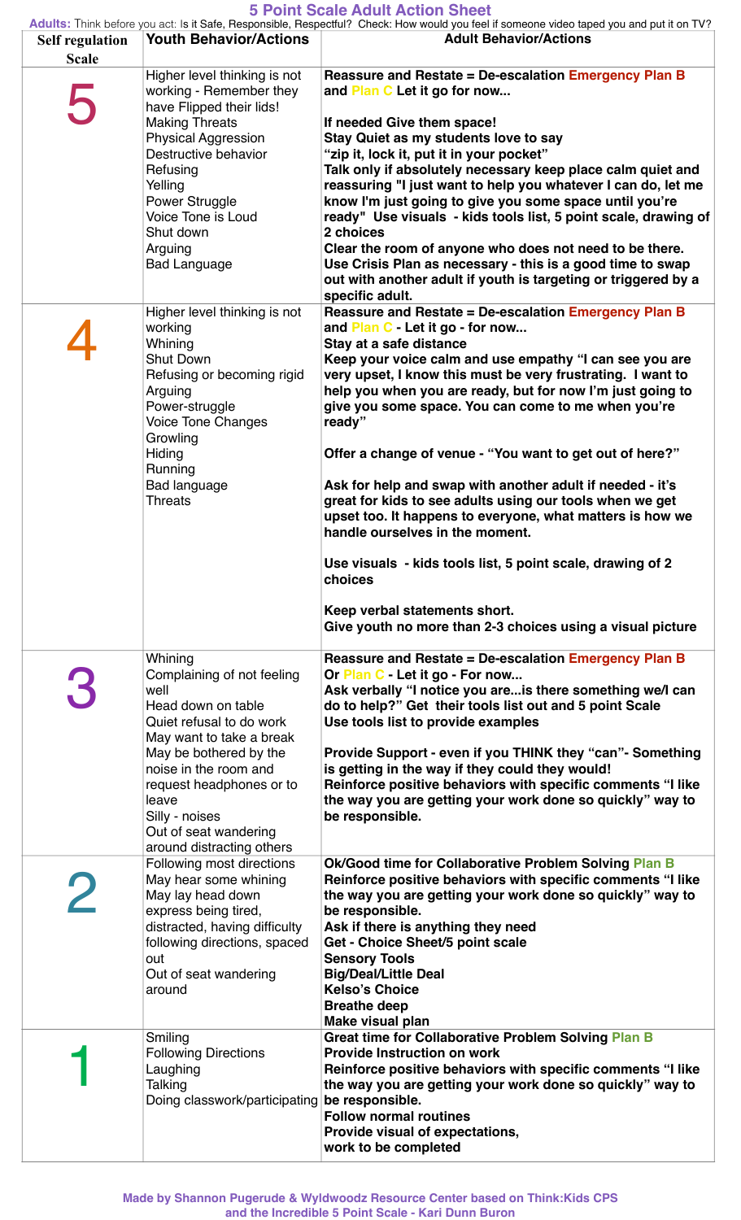# 5 Point Scale Adult Action Sheet

**Adults:** Think before you act: Is it Safe, Responsible, Respectful? Check: How would you feel if someone video taped you and put it on TV?

| Self regulation Scale | Youth Behavior/Actions | Adult Behavior/Actions |
|---|---|---|
| 5 | Higher level thinking is not working - Remember they have Flipped their lids!<br>Making Threats<br>Physical Aggression<br>Destructive behavior<br>Refusing<br>Yelling<br>Power Struggle<br>Voice Tone is Loud<br>Shut down<br>Arguing<br>Bad Language | **Reassure and Restate = De-escalation Emergency Plan B and Plan C Let it go for now...**<br><br>**If needed Give them space!**<br>**Stay Quiet as my students love to say "zip it, lock it, put it in your pocket"**<br>**Talk only if absolutely necessary keep place calm quiet and reassuring "I just want to help you whatever I can do, let me know I'm just going to give you some space until you're ready" Use visuals - kids tools list, 5 point scale, drawing of 2 choices**<br>**Clear the room of anyone who does not need to be there.**<br>**Use Crisis Plan as necessary - this is a good time to swap out with another adult if youth is targeting or triggered by a specific adult.** |
| 4 | Higher level thinking is not working<br>Whining<br>Shut Down<br>Refusing or becoming rigid<br>Arguing<br>Power-struggle<br>Voice Tone Changes<br>Growling<br>Hiding<br>Running<br>Bad language<br>Threats | **Reassure and Restate = De-escalation Emergency Plan B and Plan C - Let it go - for now...**<br>**Stay at a safe distance**<br>**Keep your voice calm and use empathy "I can see you are very upset, I know this must be very frustrating. I want to help you when you are ready, but for now I'm just going to give you some space. You can come to me when you're ready"**<br><br>**Offer a change of venue - "You want to get out of here?"**<br><br>**Ask for help and swap with another adult if needed - it's great for kids to see adults using our tools when we get upset too. It happens to everyone, what matters is how we handle ourselves in the moment.**<br><br>**Use visuals - kids tools list, 5 point scale, drawing of 2 choices**<br><br>**Keep verbal statements short.**<br>**Give youth no more than 2-3 choices using a visual picture** |
| 3 | Whining<br>Complaining of not feeling well<br>Head down on table<br>Quiet refusal to do work<br>May want to take a break<br>May be bothered by the noise in the room and request headphones or to leave<br>Silly - noises<br>Out of seat wandering around distracting others | **Reassure and Restate = De-escalation Emergency Plan B Or Plan C - Let it go - For now...**<br>**Ask verbally "I notice you are...is there something we/I can do to help?" Get their tools list out and 5 point Scale**<br>**Use tools list to provide examples**<br><br>**Provide Support - even if you THINK they "can"- Something is getting in the way if they could they would!**<br>**Reinforce positive behaviors with specific comments "I like the way you are getting your work done so quickly" way to be responsible.** |
| 2 | Following most directions<br>May hear some whining<br>May lay head down<br>express being tired, distracted, having difficulty following directions, spaced out<br>Out of seat wandering around | **Ok/Good time for Collaborative Problem Solving Plan B**<br>**Reinforce positive behaviors with specific comments "I like the way you are getting your work done so quickly" way to be responsible.**<br>**Ask if there is anything they need**<br>**Get - Choice Sheet/5 point scale**<br>**Sensory Tools**<br>**Big/Deal/Little Deal**<br>**Kelso's Choice**<br>**Breathe deep**<br>**Make visual plan** |
| 1 | Smiling<br>Following Directions<br>Laughing<br>Talking<br>Doing classwork/participating | **Great time for Collaborative Problem Solving Plan B**<br>**Provide Instruction on work**<br>**Reinforce positive behaviors with specific comments "I like the way you are getting your work done so quickly" way to be responsible.**<br>**Follow normal routines**<br>**Provide visual of expectations, work to be completed** |

**Made by Shannon Pugerude & Wyldwoodz Resource Center based on Think:Kids CPS and the Incredible 5 Point Scale - Kari Dunn Buron**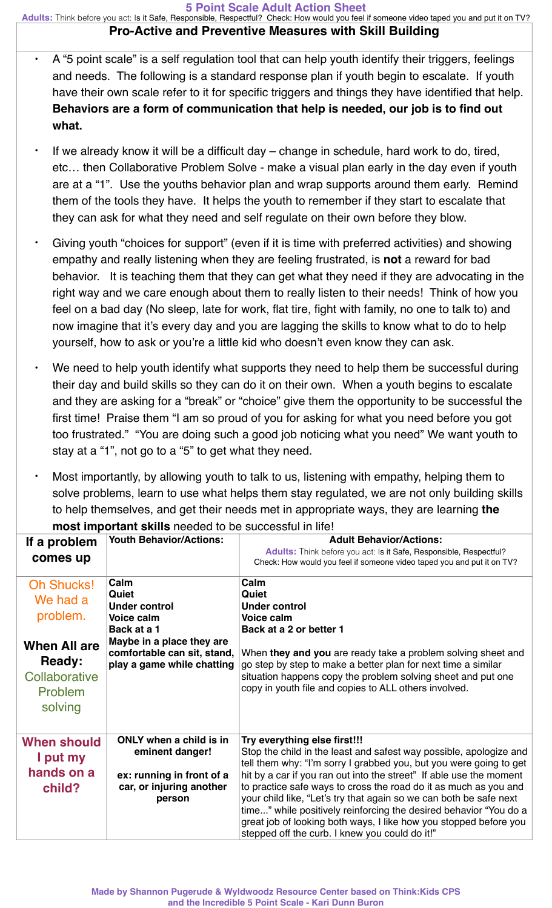# 5 Point Scale Adult Action Sheet

**Adults:** Think before you act: Is it Safe, Responsible, Respectful? Check: How would you feel if someone video taped you and put it on TV?

## Pro-Active and Preventive Measures with Skill Building

- A "5 point scale" is a self regulation tool that can help youth identify their triggers, feelings and needs. The following is a standard response plan if youth begin to escalate. If youth have their own scale refer to it for specific triggers and things they have identified that help. **Behaviors are a form of communication that help is needed, our job is to find out what.**

- If we already know it will be a difficult day – change in schedule, hard work to do, tired, etc… then Collaborative Problem Solve - make a visual plan early in the day even if youth are at a "1". Use the youths behavior plan and wrap supports around them early. Remind them of the tools they have. It helps the youth to remember if they start to escalate that they can ask for what they need and self regulate on their own before they blow.

- Giving youth "choices for support" (even if it is time with preferred activities) and showing empathy and really listening when they are feeling frustrated, is **not** a reward for bad behavior. It is teaching them that they can get what they need if they are advocating in the right way and we care enough about them to really listen to their needs! Think of how you feel on a bad day (No sleep, late for work, flat tire, fight with family, no one to talk to) and now imagine that it's every day and you are lagging the skills to know what to do to help yourself, how to ask or you're a little kid who doesn't even know they can ask.

- We need to help youth identify what supports they need to help them be successful during their day and build skills so they can do it on their own. When a youth begins to escalate and they are asking for a "break" or "choice" give them the opportunity to be successful the first time! Praise them "I am so proud of you for asking for what you need before you got too frustrated." "You are doing such a good job noticing what you need" We want youth to stay at a "1", not go to a "5" to get what they need.

- Most importantly, by allowing youth to talk to us, listening with empathy, helping them to solve problems, learn to use what helps them stay regulated, we are not only building skills to help themselves, and get their needs met in appropriate ways, they are learning **the most important skills** needed to be successful in life!

| If a problem comes up | Youth Behavior/Actions: | Adult Behavior/Actions:<br>**Adults:** Think before you act: Is it Safe, Responsible, Respectful? Check: How would you feel if someone video taped you and put it on TV? |
|---|---|---|
| Oh Shucks! We had a problem.<br><br>**When All are Ready:** Collaborative Problem solving | **Calm**<br>**Quiet**<br>**Under control**<br>**Voice calm**<br>**Back at a 1**<br>**Maybe in a place they are comfortable can sit, stand, play a game while chatting** | **Calm**<br>**Quiet**<br>**Under control**<br>**Voice calm**<br>**Back at a 2 or better 1**<br><br>When **they and you** are ready take a problem solving sheet and go step by step to make a better plan for next time a similar situation happens copy the problem solving sheet and put one copy in youth file and copies to ALL others involved. |
| **When should I put my hands on a child?** | **ONLY when a child is in eminent danger!**<br><br>**ex: running in front of a car, or injuring another person** | **Try everything else first!!!**<br>Stop the child in the least and safest way possible, apologize and tell them why: "I'm sorry I grabbed you, but you were going to get hit by a car if you ran out into the street" If able use the moment to practice safe ways to cross the road do it as much as you and your child like, "Let's try that again so we can both be safe next time..." while positively reinforcing the desired behavior "You do a great job of looking both ways, I like how you stopped before you stepped off the curb. I knew you could do it!" |

Made by Shannon Pugerude & Wyldwoodz Resource Center based on Think:Kids CPS and the Incredible 5 Point Scale - Kari Dunn Buron